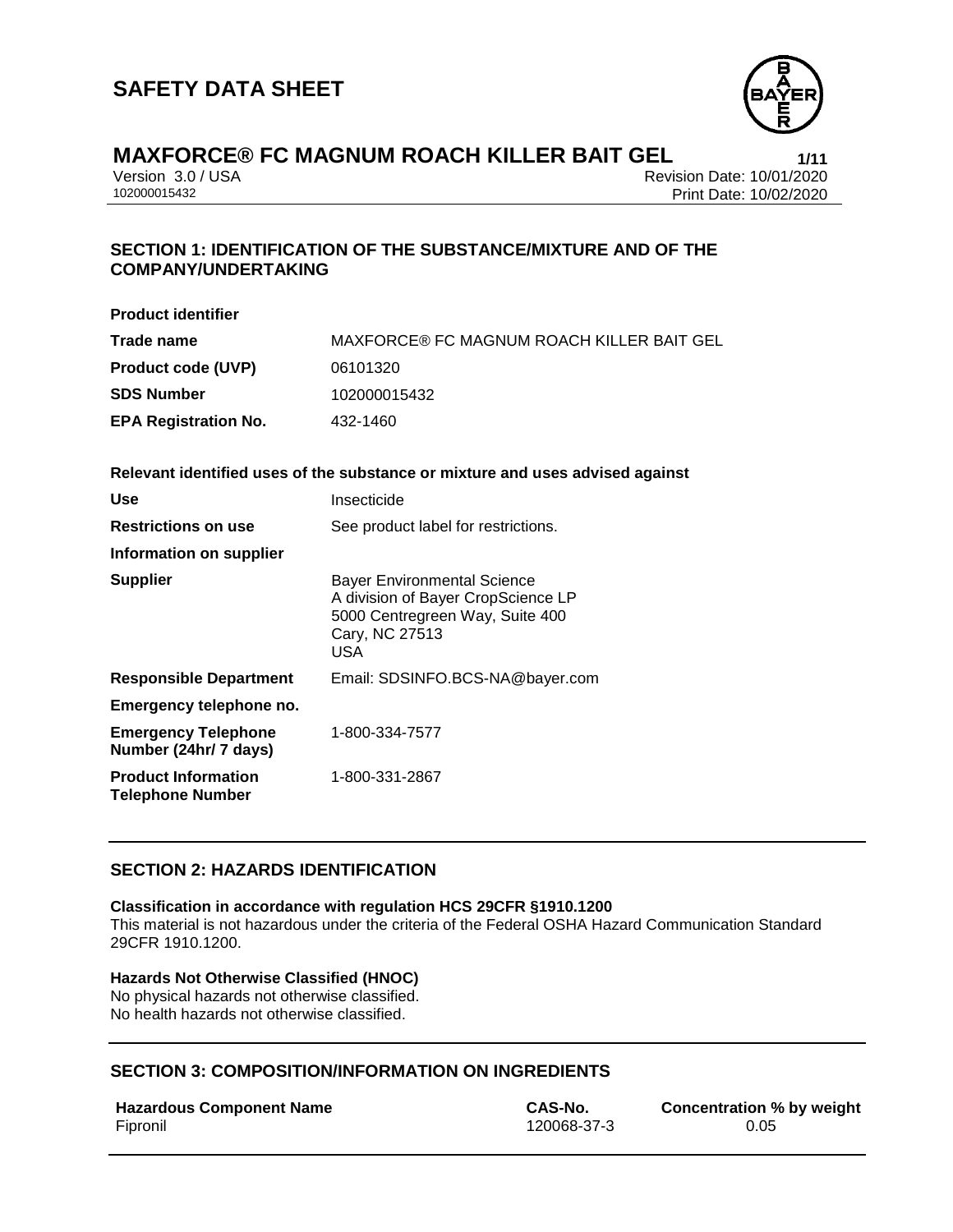# SAFETY DATA SHEET

# MAXFORCE® FC MAGNUM ROACH KILLER BAIT GEL

Version 3.0 / USA
102000015432

Revision Date: 10/01/2020
Print Date: 10/02/2020

## SECTION 1: IDENTIFICATION OF THE SUBSTANCE/MIXTURE AND OF THE COMPANY/UNDERTAKING

**Product identifier**

| | |
|---|---|
| **Trade name** | MAXFORCE® FC MAGNUM ROACH KILLER BAIT GEL |
| **Product code (UVP)** | 06101320 |
| **SDS Number** | 102000015432 |
| **EPA Registration No.** | 432-1460 |

**Relevant identified uses of the substance or mixture and uses advised against**

| | |
|---|---|
| **Use** | Insecticide |
| **Restrictions on use** | See product label for restrictions. |

**Information on supplier**

| | |
|---|---|
| **Supplier** | Bayer Environmental Science<br>A division of Bayer CropScience LP<br>5000 Centregreen Way, Suite 400<br>Cary, NC 27513<br>USA |
| **Responsible Department** | Email: SDSINFO.BCS-NA@bayer.com |

**Emergency telephone no.**

| | |
|---|---|
| **Emergency Telephone Number (24hr/ 7 days)** | 1-800-334-7577 |
| **Product Information Telephone Number** | 1-800-331-2867 |

## SECTION 2: HAZARDS IDENTIFICATION

**Classification in accordance with regulation HCS 29CFR §1910.1200**

This material is not hazardous under the criteria of the Federal OSHA Hazard Communication Standard 29CFR 1910.1200.

**Hazards Not Otherwise Classified (HNOC)**

No physical hazards not otherwise classified.
No health hazards not otherwise classified.

## SECTION 3: COMPOSITION/INFORMATION ON INGREDIENTS

| Hazardous Component Name | CAS-No. | Concentration % by weight |
|---|---|---|
| Fipronil | 120068-37-3 | 0.05 |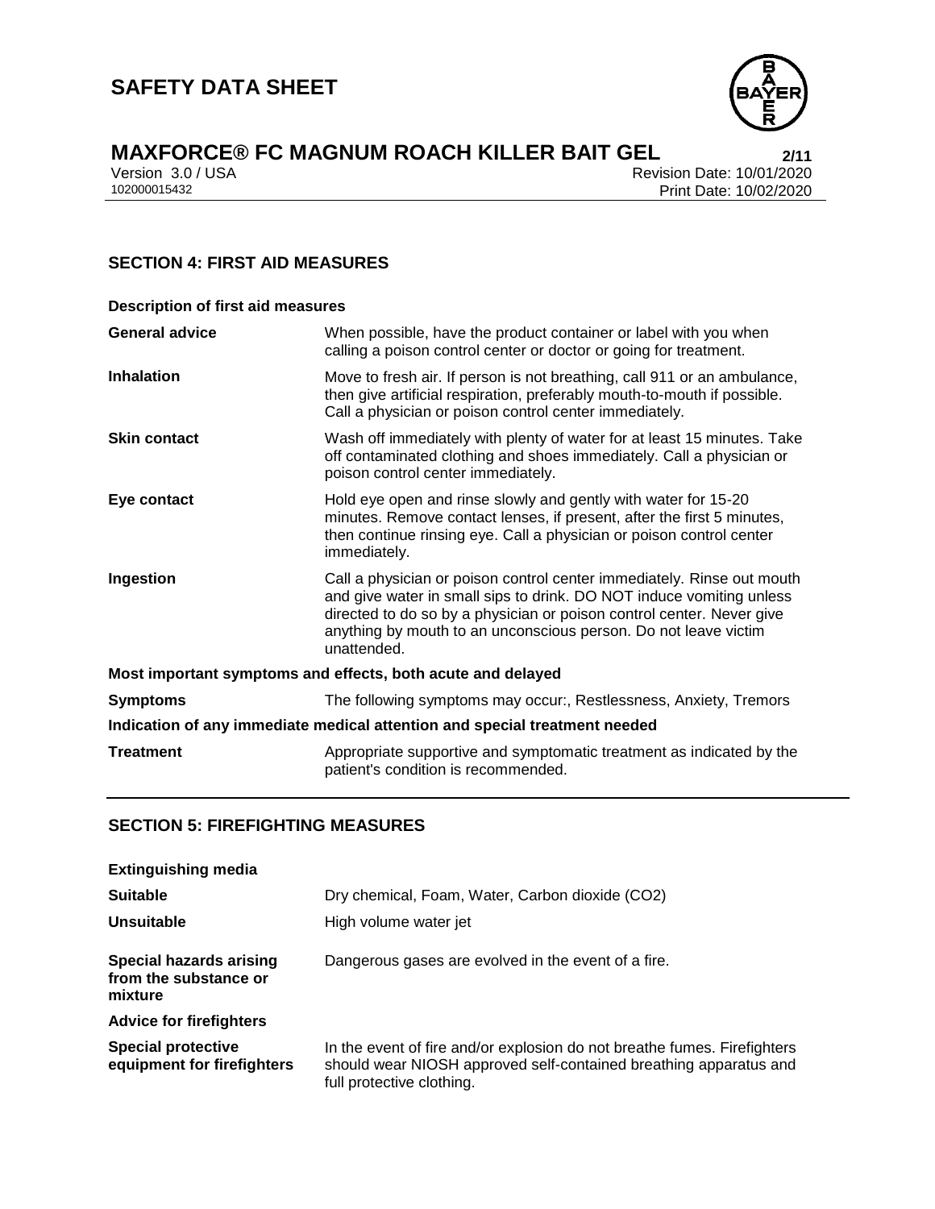## SECTION 4: FIRST AID MEASURES

**Description of first aid measures**

| | |
|---|---|
| **General advice** | When possible, have the product container or label with you when calling a poison control center or doctor or going for treatment. |
| **Inhalation** | Move to fresh air. If person is not breathing, call 911 or an ambulance, then give artificial respiration, preferably mouth-to-mouth if possible. Call a physician or poison control center immediately. |
| **Skin contact** | Wash off immediately with plenty of water for at least 15 minutes. Take off contaminated clothing and shoes immediately. Call a physician or poison control center immediately. |
| **Eye contact** | Hold eye open and rinse slowly and gently with water for 15-20 minutes. Remove contact lenses, if present, after the first 5 minutes, then continue rinsing eye. Call a physician or poison control center immediately. |
| **Ingestion** | Call a physician or poison control center immediately. Rinse out mouth and give water in small sips to drink. DO NOT induce vomiting unless directed to do so by a physician or poison control center. Never give anything by mouth to an unconscious person. Do not leave victim unattended. |

**Most important symptoms and effects, both acute and delayed**

| | |
|---|---|
| **Symptoms** | The following symptoms may occur:, Restlessness, Anxiety, Tremors |

**Indication of any immediate medical attention and special treatment needed**

| | |
|---|---|
| **Treatment** | Appropriate supportive and symptomatic treatment as indicated by the patient's condition is recommended. |

## SECTION 5: FIREFIGHTING MEASURES

**Extinguishing media**

| | |
|---|---|
| **Suitable** | Dry chemical, Foam, Water, Carbon dioxide ($CO_2$) |
| **Unsuitable** | High volume water jet |
| **Special hazards arising from the substance or mixture** | Dangerous gases are evolved in the event of a fire. |

**Advice for firefighters**

| | |
|---|---|
| **Special protective equipment for firefighters** | In the event of fire and/or explosion do not breathe fumes. Firefighters should wear NIOSH approved self-contained breathing apparatus and full protective clothing. |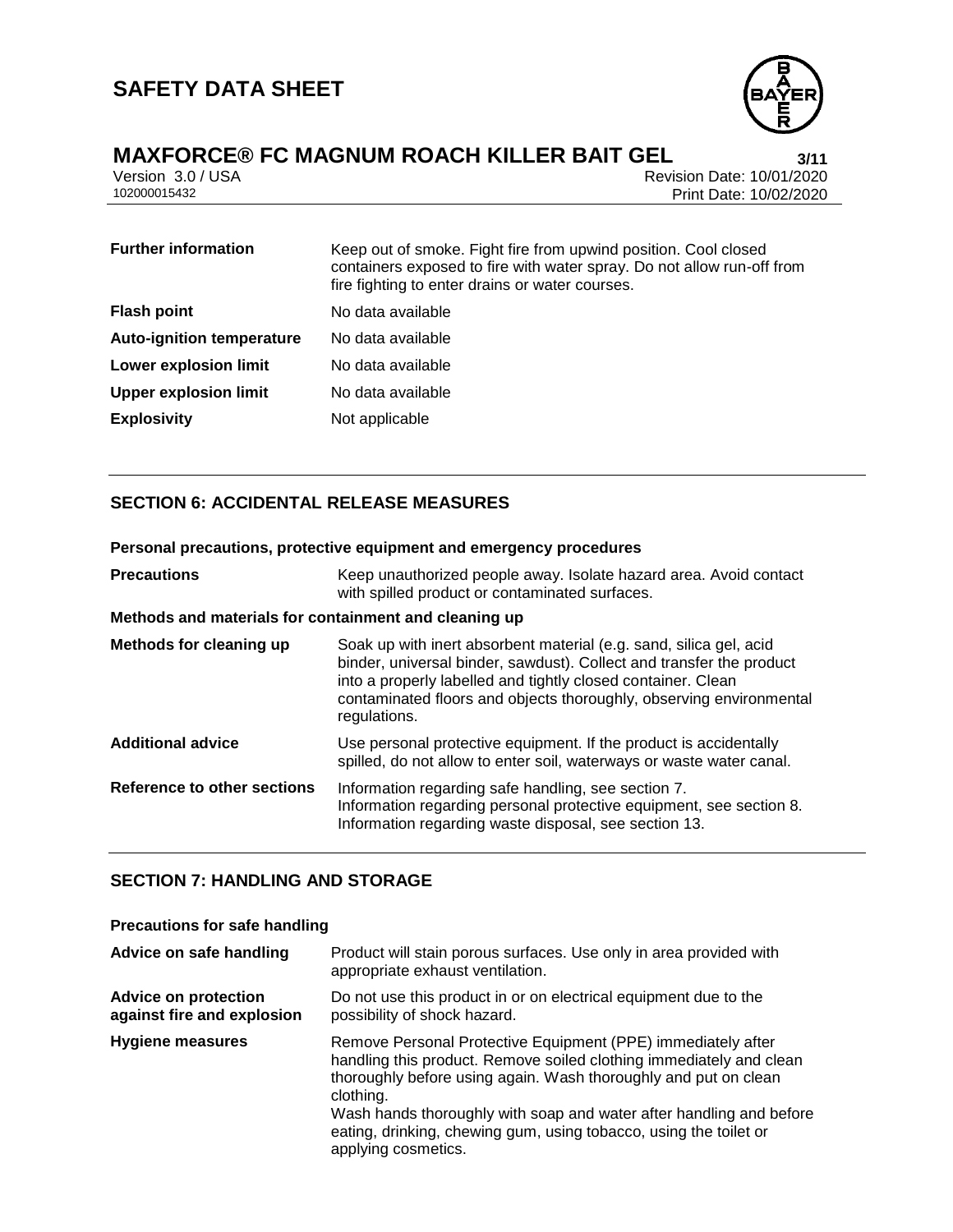| | |
|---|---|
| **Further information** | Keep out of smoke. Fight fire from upwind position. Cool closed containers exposed to fire with water spray. Do not allow run-off from fire fighting to enter drains or water courses. |
| **Flash point** | No data available |
| **Auto-ignition temperature** | No data available |
| **Lower explosion limit** | No data available |
| **Upper explosion limit** | No data available |
| **Explosivity** | Not applicable |

## SECTION 6: ACCIDENTAL RELEASE MEASURES

### Personal precautions, protective equipment and emergency procedures

| | |
|---|---|
| **Precautions** | Keep unauthorized people away. Isolate hazard area. Avoid contact with spilled product or contaminated surfaces. |

### Methods and materials for containment and cleaning up

| | |
|---|---|
| **Methods for cleaning up** | Soak up with inert absorbent material (e.g. sand, silica gel, acid binder, universal binder, sawdust). Collect and transfer the product into a properly labelled and tightly closed container. Clean contaminated floors and objects thoroughly, observing environmental regulations. |
| **Additional advice** | Use personal protective equipment. If the product is accidentally spilled, do not allow to enter soil, waterways or waste water canal. |
| **Reference to other sections** | Information regarding safe handling, see section 7.<br>Information regarding personal protective equipment, see section 8.<br>Information regarding waste disposal, see section 13. |

## SECTION 7: HANDLING AND STORAGE

### Precautions for safe handling

| | |
|---|---|
| **Advice on safe handling** | Product will stain porous surfaces. Use only in area provided with appropriate exhaust ventilation. |
| **Advice on protection against fire and explosion** | Do not use this product in or on electrical equipment due to the possibility of shock hazard. |
| **Hygiene measures** | Remove Personal Protective Equipment (PPE) immediately after handling this product. Remove soiled clothing immediately and clean thoroughly before using again. Wash thoroughly and put on clean clothing.<br>Wash hands thoroughly with soap and water after handling and before eating, drinking, chewing gum, using tobacco, using the toilet or applying cosmetics. |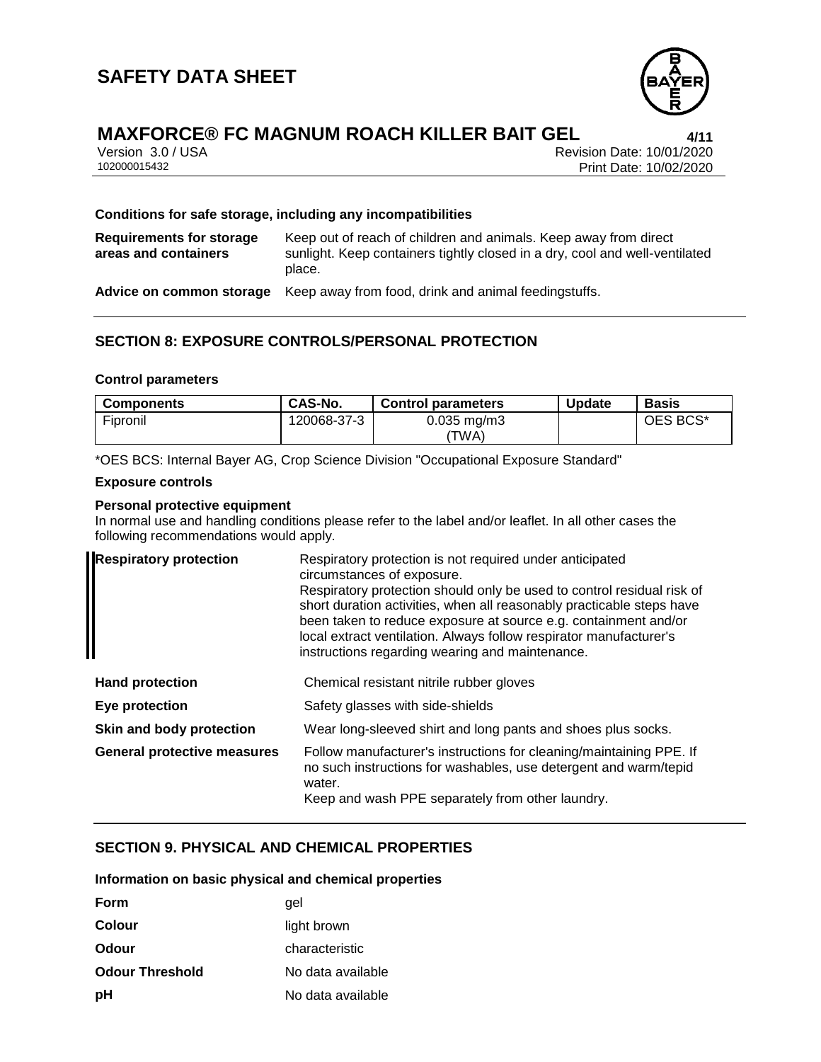### Conditions for safe storage, including any incompatibilities

**Requirements for storage areas and containers** Keep out of reach of children and animals. Keep away from direct sunlight. Keep containers tightly closed in a dry, cool and well-ventilated place.

**Advice on common storage** Keep away from food, drink and animal feedingstuffs.

## SECTION 8: EXPOSURE CONTROLS/PERSONAL PROTECTION

### Control parameters

| Components | CAS-No. | Control parameters | Update | Basis |
| --- | --- | --- | --- | --- |
| Fipronil | 120068-37-3 | 0.035 mg/m3 (TWA) | | OES BCS* |

*OES BCS: Internal Bayer AG, Crop Science Division "Occupational Exposure Standard"

### Exposure controls

**Personal protective equipment**

In normal use and handling conditions please refer to the label and/or leaflet. In all other cases the following recommendations would apply.

**Respiratory protection** Respiratory protection is not required under anticipated circumstances of exposure.
Respiratory protection should only be used to control residual risk of short duration activities, when all reasonably practicable steps have been taken to reduce exposure at source e.g. containment and/or local extract ventilation. Always follow respirator manufacturer's instructions regarding wearing and maintenance.

**Hand protection** Chemical resistant nitrile rubber gloves

**Eye protection** Safety glasses with side-shields

**Skin and body protection** Wear long-sleeved shirt and long pants and shoes plus socks.

**General protective measures** Follow manufacturer's instructions for cleaning/maintaining PPE. If no such instructions for washables, use detergent and warm/tepid water.
Keep and wash PPE separately from other laundry.

## SECTION 9. PHYSICAL AND CHEMICAL PROPERTIES

### Information on basic physical and chemical properties

| | |
| --- | --- |
| **Form** | gel |
| **Colour** | light brown |
| **Odour** | characteristic |
| **Odour Threshold** | No data available |
| **pH** | No data available |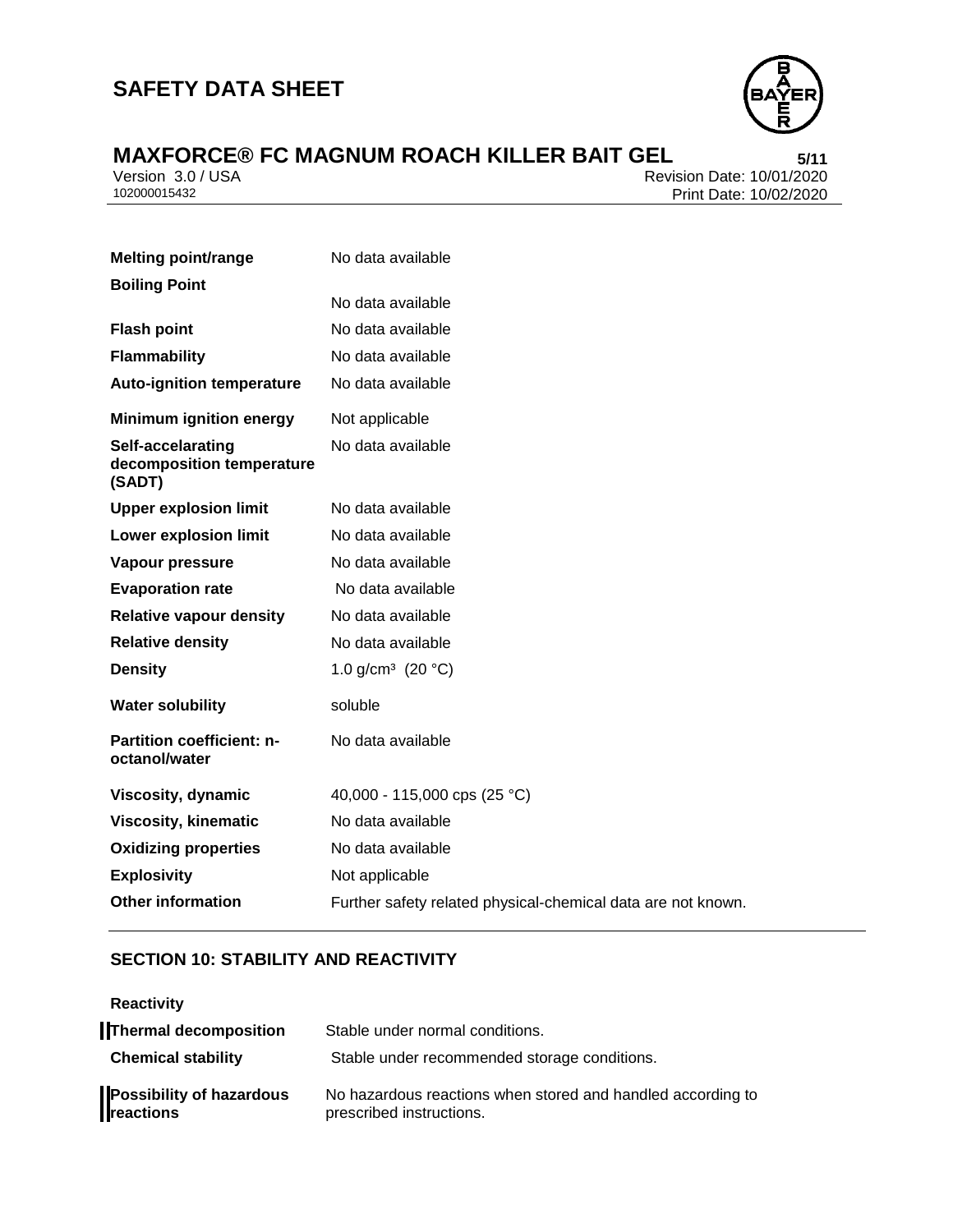| | |
|---|---|
| **Melting point/range** | No data available |
| **Boiling Point** | No data available |
| **Flash point** | No data available |
| **Flammability** | No data available |
| **Auto-ignition temperature** | No data available |
| **Minimum ignition energy** | Not applicable |
| **Self-accelarating decomposition temperature (SADT)** | No data available |
| **Upper explosion limit** | No data available |
| **Lower explosion limit** | No data available |
| **Vapour pressure** | No data available |
| **Evaporation rate** | No data available |
| **Relative vapour density** | No data available |
| **Relative density** | No data available |
| **Density** | 1.0 g/cm³ (20 °C) |
| **Water solubility** | soluble |
| **Partition coefficient: n-octanol/water** | No data available |
| **Viscosity, dynamic** | 40,000 - 115,000 cps (25 °C) |
| **Viscosity, kinematic** | No data available |
| **Oxidizing properties** | No data available |
| **Explosivity** | Not applicable |
| **Other information** | Further safety related physical-chemical data are not known. |

## SECTION 10: STABILITY AND REACTIVITY

**Reactivity**

| | |
|---|---|
| **Thermal decomposition** | Stable under normal conditions. |
| **Chemical stability** | Stable under recommended storage conditions. |
| **Possibility of hazardous reactions** | No hazardous reactions when stored and handled according to prescribed instructions. |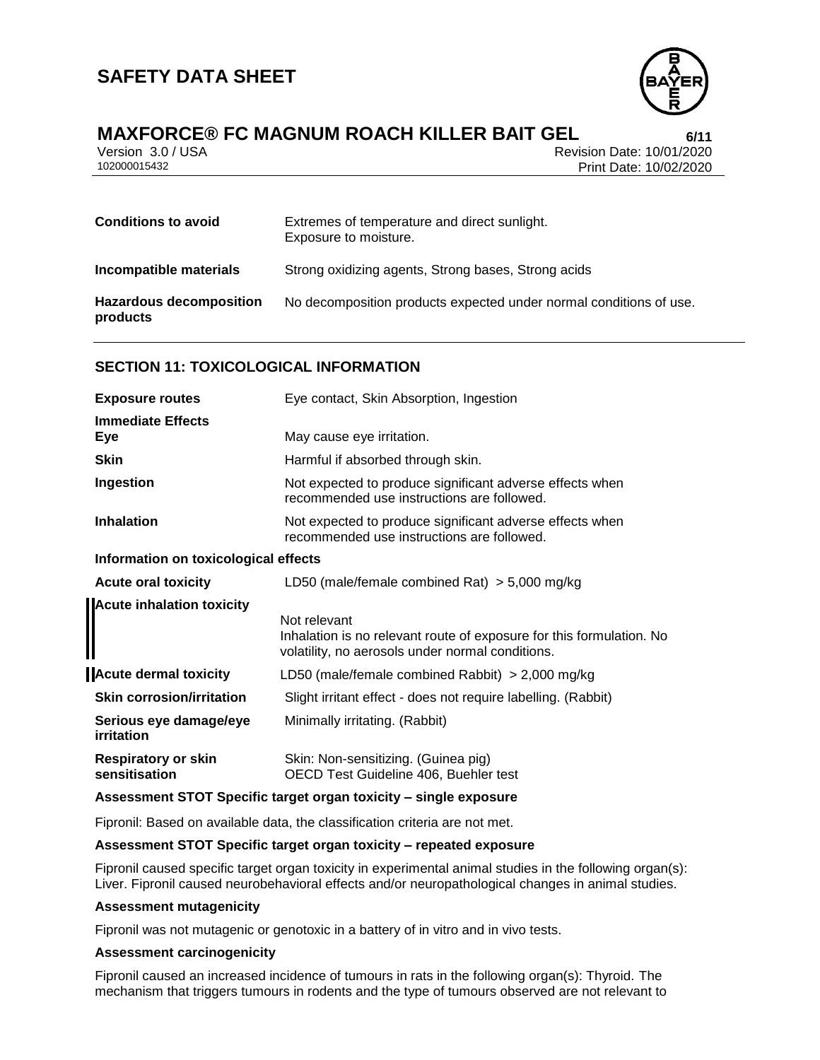| | |
|---|---|
| **Conditions to avoid** | Extremes of temperature and direct sunlight.<br>Exposure to moisture. |
| **Incompatible materials** | Strong oxidizing agents, Strong bases, Strong acids |
| **Hazardous decomposition products** | No decomposition products expected under normal conditions of use. |

## SECTION 11: TOXICOLOGICAL INFORMATION

| | |
|---|---|
| **Exposure routes** | Eye contact, Skin Absorption, Ingestion |
| **Immediate Effects** | |
| **Eye** | May cause eye irritation. |
| **Skin** | Harmful if absorbed through skin. |
| **Ingestion** | Not expected to produce significant adverse effects when recommended use instructions are followed. |
| **Inhalation** | Not expected to produce significant adverse effects when recommended use instructions are followed. |

**Information on toxicological effects**

| | |
|---|---|
| **Acute oral toxicity** | LD50 (male/female combined Rat) > 5,000 mg/kg |
| **Acute inhalation toxicity** | Not relevant<br>Inhalation is no relevant route of exposure for this formulation. No volatility, no aerosols under normal conditions. |
| **Acute dermal toxicity** | LD50 (male/female combined Rabbit) > 2,000 mg/kg |
| **Skin corrosion/irritation** | Slight irritant effect - does not require labelling. (Rabbit) |
| **Serious eye damage/eye irritation** | Minimally irritating. (Rabbit) |
| **Respiratory or skin sensitisation** | Skin: Non-sensitizing. (Guinea pig)<br>OECD Test Guideline 406, Buehler test |

**Assessment STOT Specific target organ toxicity – single exposure**

Fipronil: Based on available data, the classification criteria are not met.

**Assessment STOT Specific target organ toxicity – repeated exposure**

Fipronil caused specific target organ toxicity in experimental animal studies in the following organ(s): Liver. Fipronil caused neurobehavioral effects and/or neuropathological changes in animal studies.

**Assessment mutagenicity**

Fipronil was not mutagenic or genotoxic in a battery of in vitro and in vivo tests.

**Assessment carcinogenicity**

Fipronil caused an increased incidence of tumours in rats in the following organ(s): Thyroid. The mechanism that triggers tumours in rodents and the type of tumours observed are not relevant to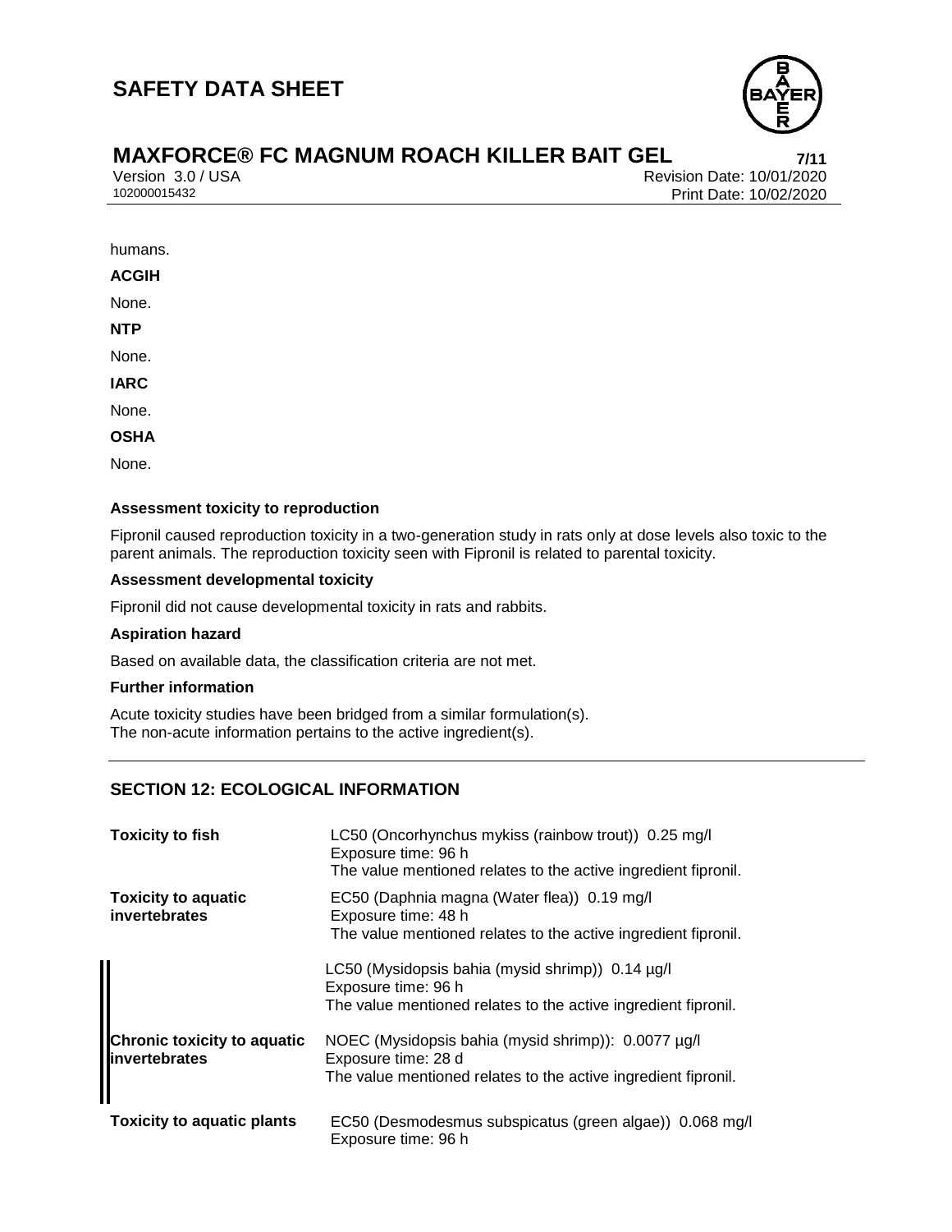humans.

**ACGIH**

None.

**NTP**

None.

**IARC**

None.

**OSHA**

None.

**Assessment toxicity to reproduction**

Fipronil caused reproduction toxicity in a two-generation study in rats only at dose levels also toxic to the parent animals. The reproduction toxicity seen with Fipronil is related to parental toxicity.

**Assessment developmental toxicity**

Fipronil did not cause developmental toxicity in rats and rabbits.

**Aspiration hazard**

Based on available data, the classification criteria are not met.

**Further information**

Acute toxicity studies have been bridged from a similar formulation(s).
The non-acute information pertains to the active ingredient(s).

## SECTION 12: ECOLOGICAL INFORMATION

| | |
|---|---|
| **Toxicity to fish** | LC50 (Oncorhynchus mykiss (rainbow trout)) 0.25 mg/l<br>Exposure time: 96 h<br>The value mentioned relates to the active ingredient fipronil. |
| **Toxicity to aquatic invertebrates** | EC50 (Daphnia magna (Water flea)) 0.19 mg/l<br>Exposure time: 48 h<br>The value mentioned relates to the active ingredient fipronil. |
| | LC50 (Mysidopsis bahia (mysid shrimp)) 0.14 µg/l<br>Exposure time: 96 h<br>The value mentioned relates to the active ingredient fipronil. |
| **Chronic toxicity to aquatic invertebrates** | NOEC (Mysidopsis bahia (mysid shrimp)): 0.0077 µg/l<br>Exposure time: 28 d<br>The value mentioned relates to the active ingredient fipronil. |
| **Toxicity to aquatic plants** | EC50 (Desmodesmus subspicatus (green algae)) 0.068 mg/l<br>Exposure time: 96 h |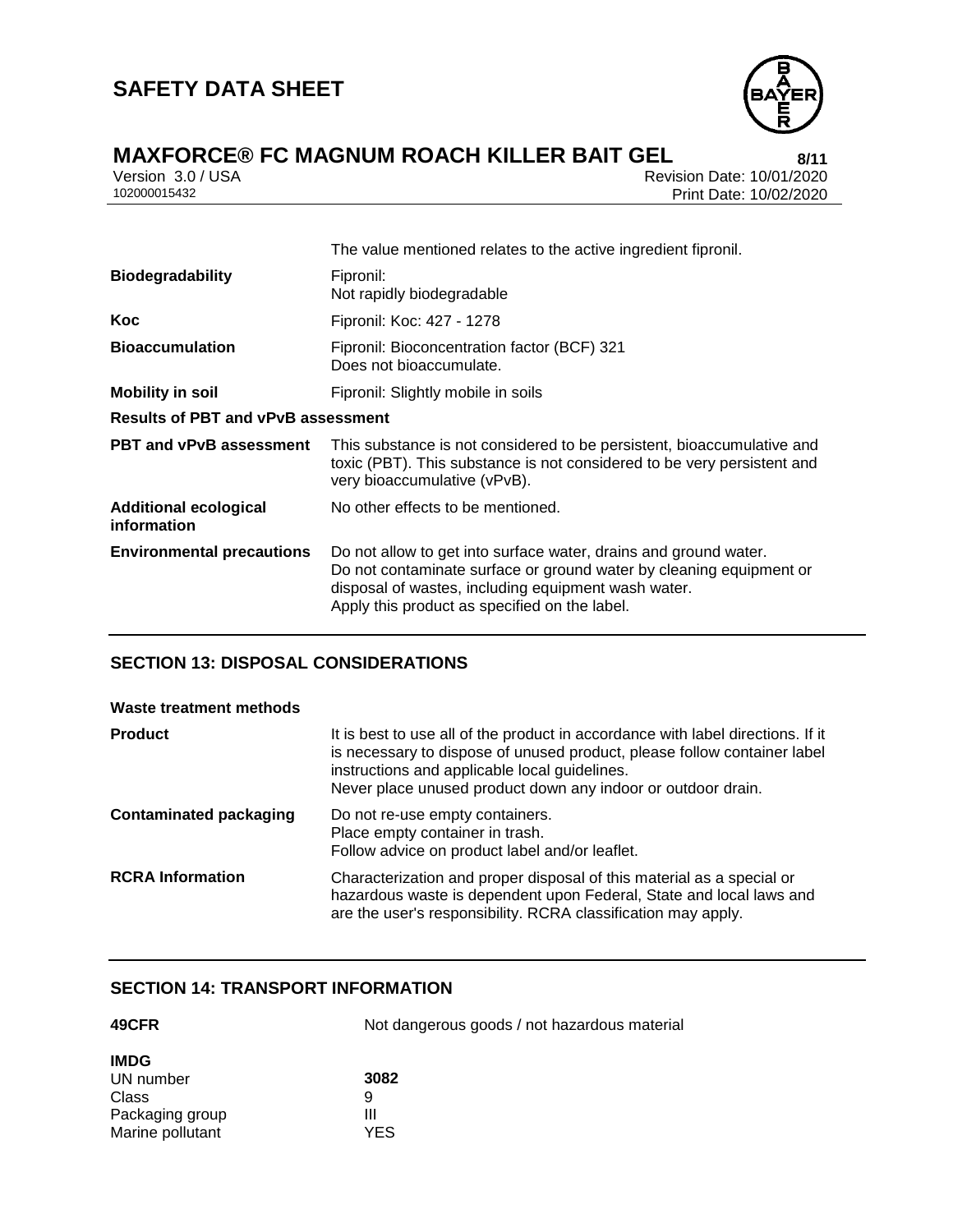| | |
|---|---|
| | The value mentioned relates to the active ingredient fipronil. |
| **Biodegradability** | Fipronil:<br>Not rapidly biodegradable |
| **Koc** | Fipronil: Koc: 427 - 1278 |
| **Bioaccumulation** | Fipronil: Bioconcentration factor (BCF) 321<br>Does not bioaccumulate. |
| **Mobility in soil** | Fipronil: Slightly mobile in soils |

**Results of PBT and vPvB assessment**

| | |
|---|---|
| **PBT and vPvB assessment** | This substance is not considered to be persistent, bioaccumulative and toxic (PBT). This substance is not considered to be very persistent and very bioaccumulative (vPvB). |
| **Additional ecological information** | No other effects to be mentioned. |
| **Environmental precautions** | Do not allow to get into surface water, drains and ground water.<br>Do not contaminate surface or ground water by cleaning equipment or disposal of wastes, including equipment wash water.<br>Apply this product as specified on the label. |

## SECTION 13: DISPOSAL CONSIDERATIONS

**Waste treatment methods**

| | |
|---|---|
| **Product** | It is best to use all of the product in accordance with label directions. If it is necessary to dispose of unused product, please follow container label instructions and applicable local guidelines.<br>Never place unused product down any indoor or outdoor drain. |
| **Contaminated packaging** | Do not re-use empty containers.<br>Place empty container in trash.<br>Follow advice on product label and/or leaflet. |
| **RCRA Information** | Characterization and proper disposal of this material as a special or hazardous waste is dependent upon Federal, State and local laws and are the user's responsibility. RCRA classification may apply. |

## SECTION 14: TRANSPORT INFORMATION

| | |
|---|---|
| **49CFR** | Not dangerous goods / not hazardous material |

**IMDG**

| | |
|---|---|
| UN number | **3082** |
| Class | 9 |
| Packaging group | III |
| Marine pollutant | YES |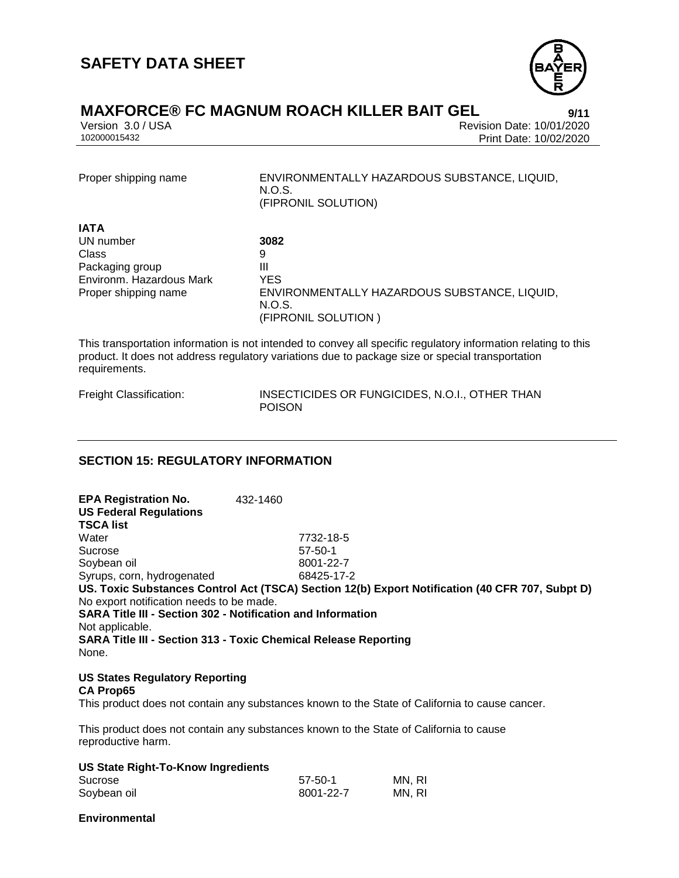| | |
|---|---|
| Proper shipping name | ENVIRONMENTALLY HAZARDOUS SUBSTANCE, LIQUID, N.O.S. (FIPRONIL SOLUTION) |

**IATA**

| | |
|---|---|
| UN number | **3082** |
| Class | 9 |
| Packaging group | III |
| Environm. Hazardous Mark | YES |
| Proper shipping name | ENVIRONMENTALLY HAZARDOUS SUBSTANCE, LIQUID, N.O.S. (FIPRONIL SOLUTION ) |

This transportation information is not intended to convey all specific regulatory information relating to this product. It does not address regulatory variations due to package size or special transportation requirements.

| | |
|---|---|
| Freight Classification: | INSECTICIDES OR FUNGICIDES, N.O.I., OTHER THAN POISON |

## SECTION 15: REGULATORY INFORMATION

**EPA Registration No.** 432-1460

**US Federal Regulations**

**TSCA list**

| | |
|---|---|
| Water | 7732-18-5 |
| Sucrose | 57-50-1 |
| Soybean oil | 8001-22-7 |
| Syrups, corn, hydrogenated | 68425-17-2 |

**US. Toxic Substances Control Act (TSCA) Section 12(b) Export Notification (40 CFR 707, Subpt D)**

No export notification needs to be made.

**SARA Title III - Section 302 - Notification and Information**

Not applicable.

**SARA Title III - Section 313 - Toxic Chemical Release Reporting**

None.

**US States Regulatory Reporting**

**CA Prop65**

This product does not contain any substances known to the State of California to cause cancer.

This product does not contain any substances known to the State of California to cause reproductive harm.

**US State Right-To-Know Ingredients**

| | | |
|---|---|---|
| Sucrose | 57-50-1 | MN, RI |
| Soybean oil | 8001-22-7 | MN, RI |

**Environmental**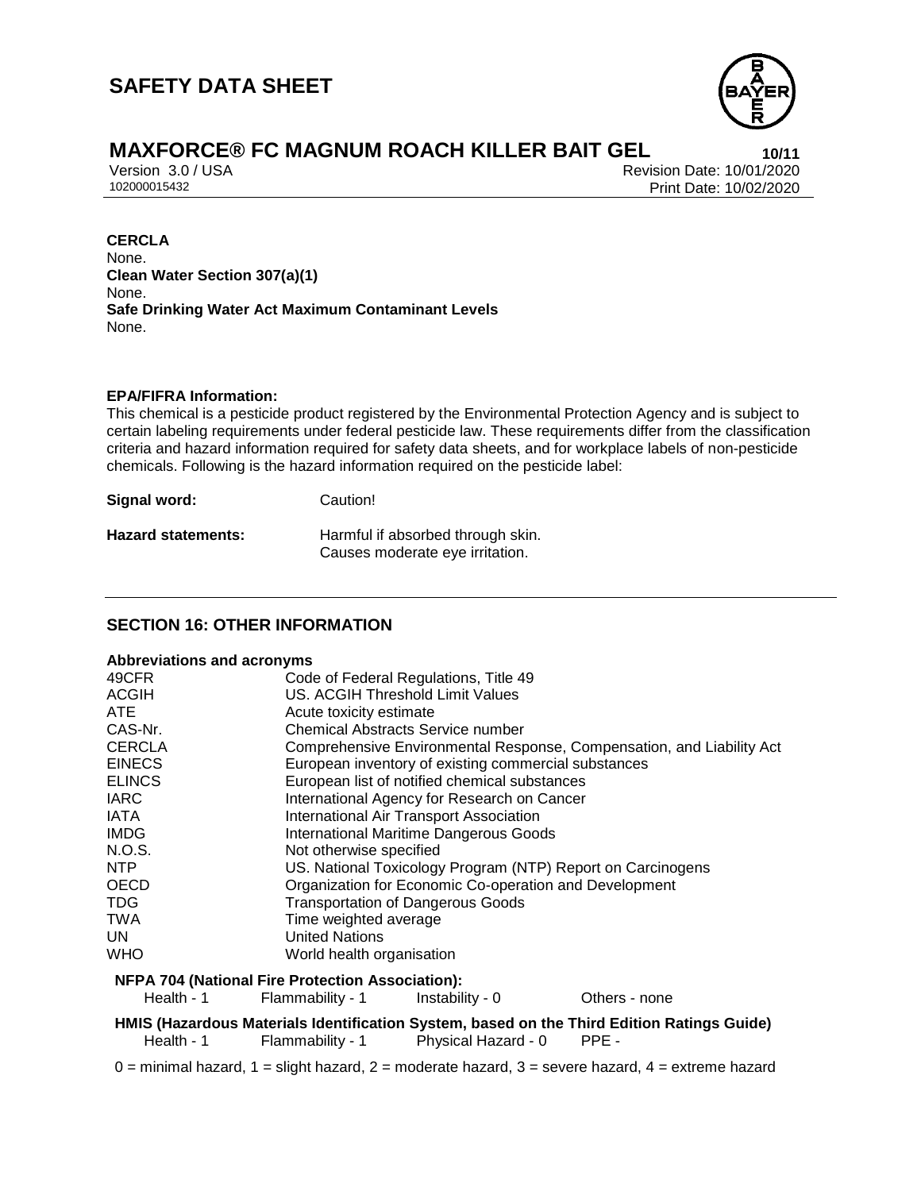**CERCLA**
None.
**Clean Water Section 307(a)(1)**
None.
**Safe Drinking Water Act Maximum Contaminant Levels**
None.

**EPA/FIFRA Information:**
This chemical is a pesticide product registered by the Environmental Protection Agency and is subject to certain labeling requirements under federal pesticide law. These requirements differ from the classification criteria and hazard information required for safety data sheets, and for workplace labels of non-pesticide chemicals. Following is the hazard information required on the pesticide label:

**Signal word:** Caution!

**Hazard statements:** Harmful if absorbed through skin.
Causes moderate eye irritation.

## SECTION 16: OTHER INFORMATION

**Abbreviations and acronyms**

| | |
|---|---|
| 49CFR | Code of Federal Regulations, Title 49 |
| ACGIH | US. ACGIH Threshold Limit Values |
| ATE | Acute toxicity estimate |
| CAS-Nr. | Chemical Abstracts Service number |
| CERCLA | Comprehensive Environmental Response, Compensation, and Liability Act |
| EINECS | European inventory of existing commercial substances |
| ELINCS | European list of notified chemical substances |
| IARC | International Agency for Research on Cancer |
| IATA | International Air Transport Association |
| IMDG | International Maritime Dangerous Goods |
| N.O.S. | Not otherwise specified |
| NTP | US. National Toxicology Program (NTP) Report on Carcinogens |
| OECD | Organization for Economic Co-operation and Development |
| TDG | Transportation of Dangerous Goods |
| TWA | Time weighted average |
| UN | United Nations |
| WHO | World health organisation |

**NFPA 704 (National Fire Protection Association):**

Health - 1 Flammability - 1 Instability - 0 Others - none

**HMIS (Hazardous Materials Identification System, based on the Third Edition Ratings Guide)**

Health - 1 Flammability - 1 Physical Hazard - 0 PPE -

0 = minimal hazard, 1 = slight hazard, 2 = moderate hazard, 3 = severe hazard, 4 = extreme hazard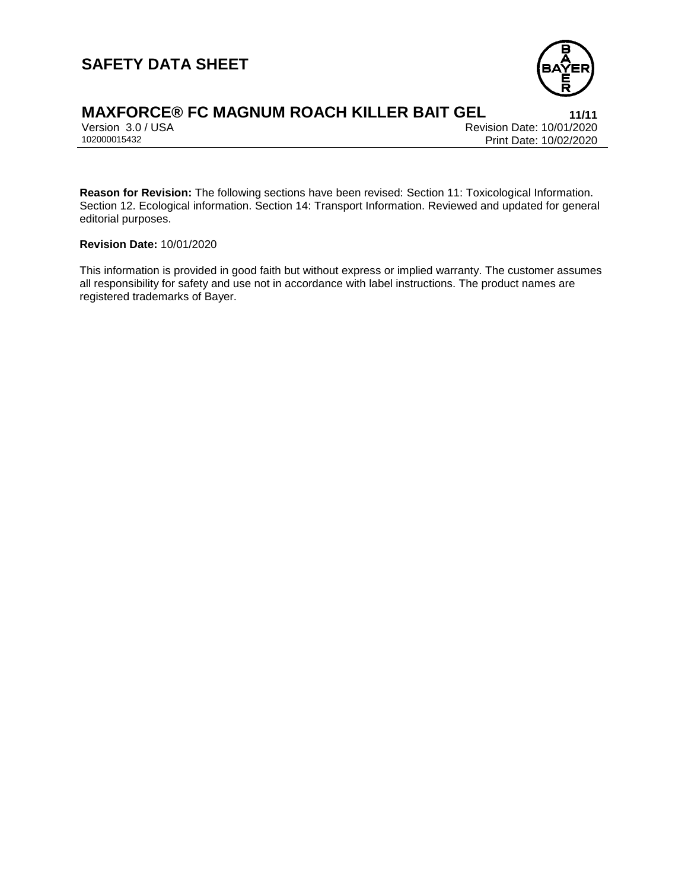**Reason for Revision:** The following sections have been revised: Section 11: Toxicological Information. Section 12. Ecological information. Section 14: Transport Information. Reviewed and updated for general editorial purposes.

**Revision Date:** 10/01/2020

This information is provided in good faith but without express or implied warranty. The customer assumes all responsibility for safety and use not in accordance with label instructions. The product names are registered trademarks of Bayer.